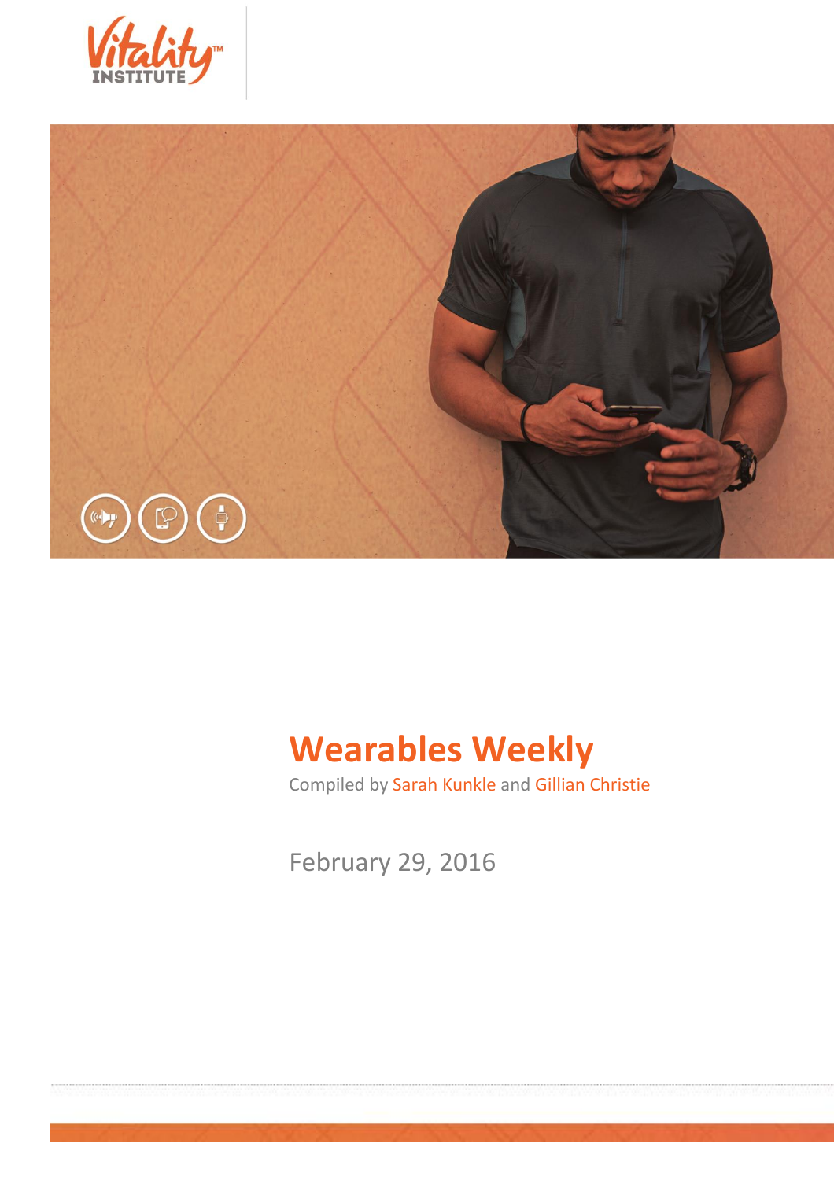Vitality™ INSTITUTE

# Wearables Weekly

Compiled by Sarah Kunkle and Gillian Christie

February 29, 2016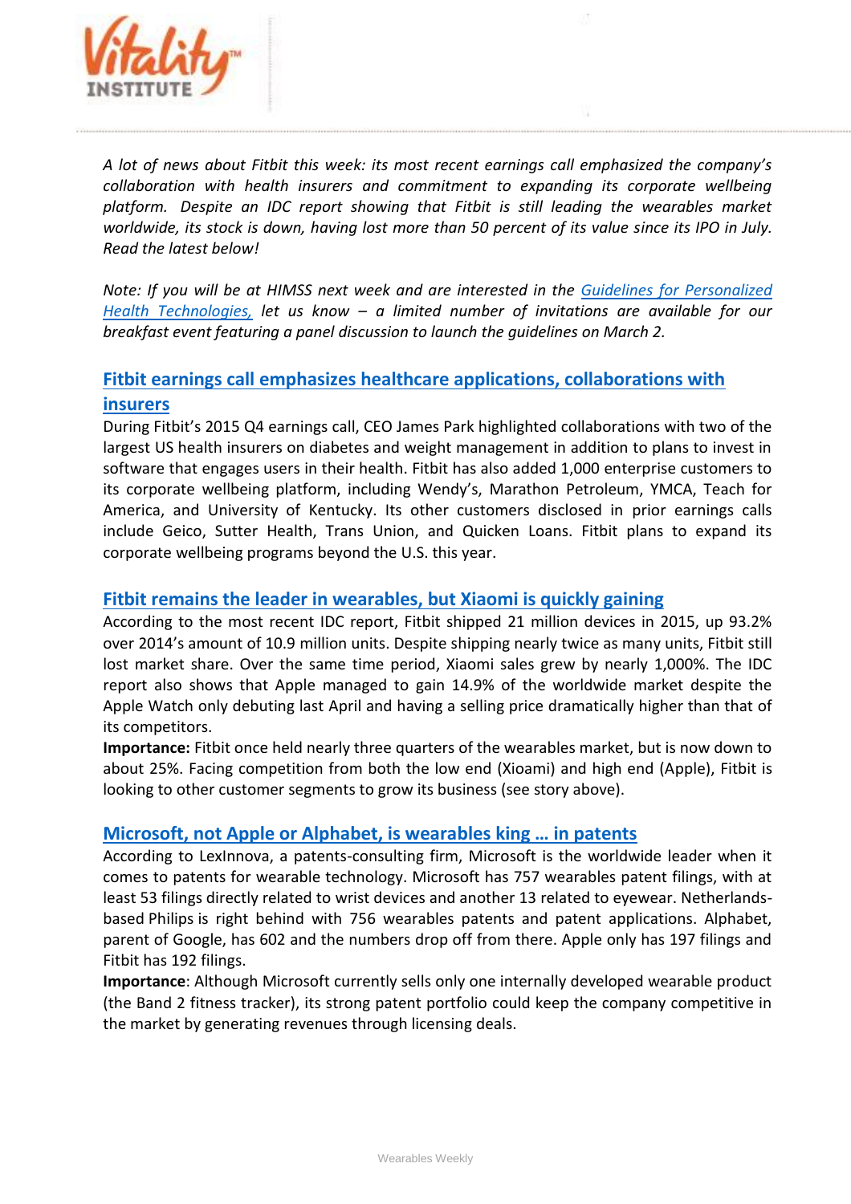*A lot of news about Fitbit this week: its most recent earnings call emphasized the company's collaboration with health insurers and commitment to expanding its corporate wellbeing platform. Despite an IDC report showing that Fitbit is still leading the wearables market worldwide, its stock is down, having lost more than 50 percent of its value since its IPO in July. Read the latest below!*

*Note: If you will be at HIMSS next week and are interested in the [Guidelines for Personalized Health Technologies,]() let us know – a limited number of invitations are available for our breakfast event featuring a panel discussion to launch the guidelines on March 2.*

## [Fitbit earnings call emphasizes healthcare applications, collaborations with insurers]()

During Fitbit's 2015 Q4 earnings call, CEO James Park highlighted collaborations with two of the largest US health insurers on diabetes and weight management in addition to plans to invest in software that engages users in their health. Fitbit has also added 1,000 enterprise customers to its corporate wellbeing platform, including Wendy's, Marathon Petroleum, YMCA, Teach for America, and University of Kentucky. Its other customers disclosed in prior earnings calls include Geico, Sutter Health, Trans Union, and Quicken Loans. Fitbit plans to expand its corporate wellbeing programs beyond the U.S. this year.

## [Fitbit remains the leader in wearables, but Xiaomi is quickly gaining]()

According to the most recent IDC report, Fitbit shipped 21 million devices in 2015, up 93.2% over 2014's amount of 10.9 million units. Despite shipping nearly twice as many units, Fitbit still lost market share. Over the same time period, Xiaomi sales grew by nearly 1,000%. The IDC report also shows that Apple managed to gain 14.9% of the worldwide market despite the Apple Watch only debuting last April and having a selling price dramatically higher than that of its competitors.

**Importance:** Fitbit once held nearly three quarters of the wearables market, but is now down to about 25%. Facing competition from both the low end (Xioami) and high end (Apple), Fitbit is looking to other customer segments to grow its business (see story above).

## [Microsoft, not Apple or Alphabet, is wearables king … in patents]()

According to LexInnova, a patents-consulting firm, Microsoft is the worldwide leader when it comes to patents for wearable technology. Microsoft has 757 wearables patent filings, with at least 53 filings directly related to wrist devices and another 13 related to eyewear. Netherlands-based Philips is right behind with 756 wearables patents and patent applications. Alphabet, parent of Google, has 602 and the numbers drop off from there. Apple only has 197 filings and Fitbit has 192 filings.

**Importance**: Although Microsoft currently sells only one internally developed wearable product (the Band 2 fitness tracker), its strong patent portfolio could keep the company competitive in the market by generating revenues through licensing deals.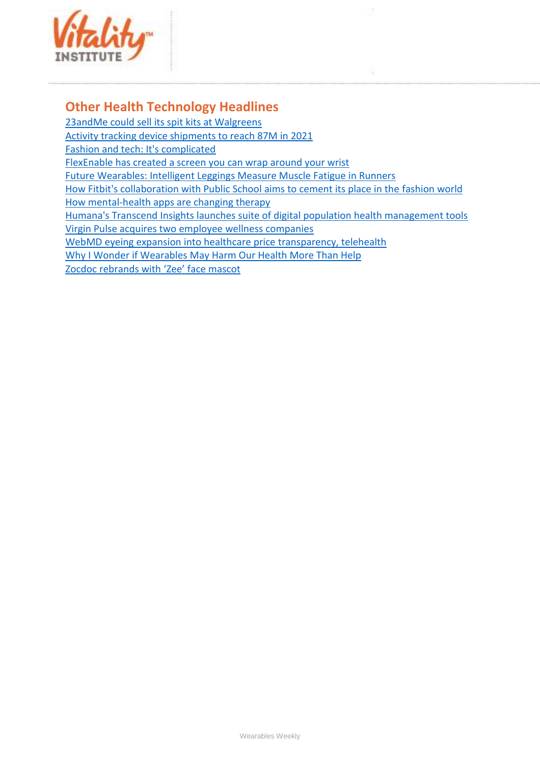## Other Health Technology Headlines

23andMe could sell its spit kits at Walgreens
Activity tracking device shipments to reach 87M in 2021
Fashion and tech: It's complicated
FlexEnable has created a screen you can wrap around your wrist
Future Wearables: Intelligent Leggings Measure Muscle Fatigue in Runners
How Fitbit's collaboration with Public School aims to cement its place in the fashion world
How mental-health apps are changing therapy
Humana's Transcend Insights launches suite of digital population health management tools
Virgin Pulse acquires two employee wellness companies
WebMD eyeing expansion into healthcare price transparency, telehealth
Why I Wonder if Wearables May Harm Our Health More Than Help
Zocdoc rebrands with 'Zee' face mascot